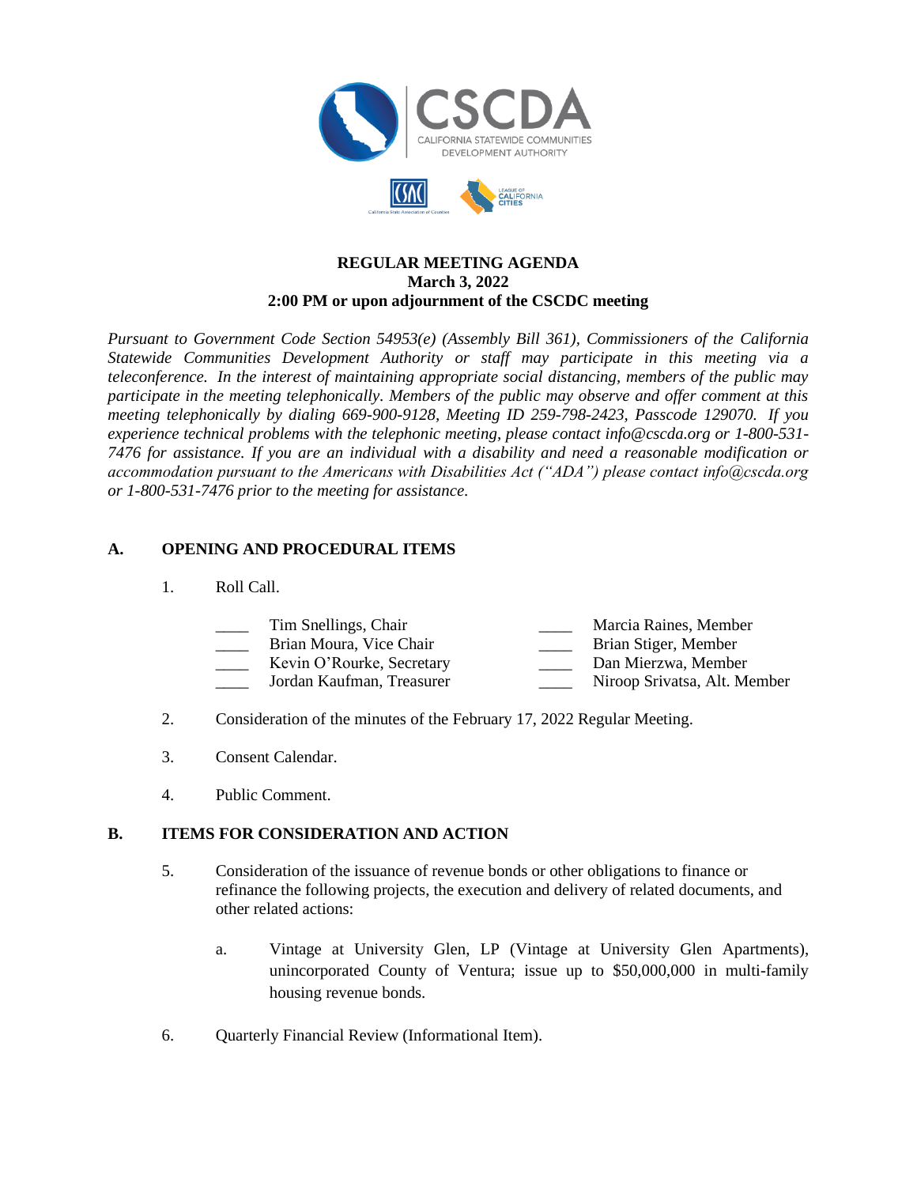# REGULAR MEETING AGENDA
**March 3, 2022**
**2:00 PM or upon adjournment of the CSCDC meeting**

*Pursuant to Government Code Section 54953(e) (Assembly Bill 361), Commissioners of the California Statewide Communities Development Authority or staff may participate in this meeting via a teleconference. In the interest of maintaining appropriate social distancing, members of the public may participate in the meeting telephonically. Members of the public may observe and offer comment at this meeting telephonically by dialing 669-900-9128, Meeting ID 259-798-2423, Passcode 129070. If you experience technical problems with the telephonic meeting, please contact info@cscda.org or 1-800-531-7476 for assistance. If you are an individual with a disability and need a reasonable modification or accommodation pursuant to the Americans with Disabilities Act ("ADA") please contact info@cscda.org or 1-800-531-7476 prior to the meeting for assistance.*

## A. OPENING AND PROCEDURAL ITEMS

1. Roll Call.

   ____ Tim Snellings, Chair
   ____ Brian Moura, Vice Chair
   ____ Kevin O'Rourke, Secretary
   ____ Jordan Kaufman, Treasurer
   ____ Marcia Raines, Member
   ____ Brian Stiger, Member
   ____ Dan Mierzwa, Member
   ____ Niroop Srivatsa, Alt. Member

2. Consideration of the minutes of the February 17, 2022 Regular Meeting.

3. Consent Calendar.

4. Public Comment.

## B. ITEMS FOR CONSIDERATION AND ACTION

5. Consideration of the issuance of revenue bonds or other obligations to finance or refinance the following projects, the execution and delivery of related documents, and other related actions:

   a. Vintage at University Glen, LP (Vintage at University Glen Apartments), unincorporated County of Ventura; issue up to $50,000,000 in multi-family housing revenue bonds.

6. Quarterly Financial Review (Informational Item).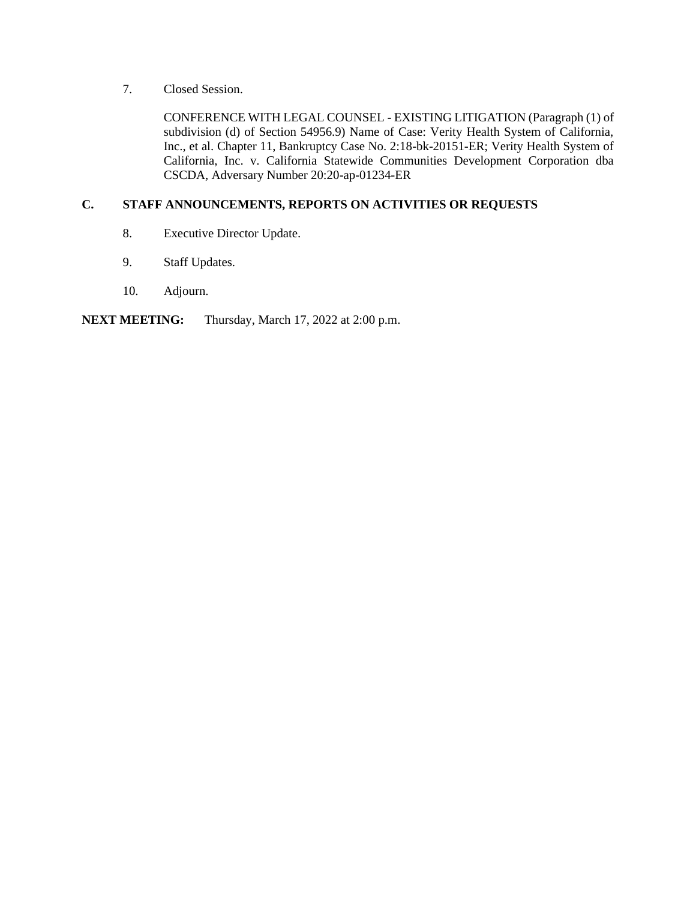7. Closed Session.

   CONFERENCE WITH LEGAL COUNSEL - EXISTING LITIGATION (Paragraph (1) of subdivision (d) of Section 54956.9) Name of Case: Verity Health System of California, Inc., et al. Chapter 11, Bankruptcy Case No. 2:18-bk-20151-ER; Verity Health System of California, Inc. v. California Statewide Communities Development Corporation dba CSCDA, Adversary Number 20:20-ap-01234-ER

## C. STAFF ANNOUNCEMENTS, REPORTS ON ACTIVITIES OR REQUESTS

8. Executive Director Update.

9. Staff Updates.

10. Adjourn.

**NEXT MEETING:** Thursday, March 17, 2022 at 2:00 p.m.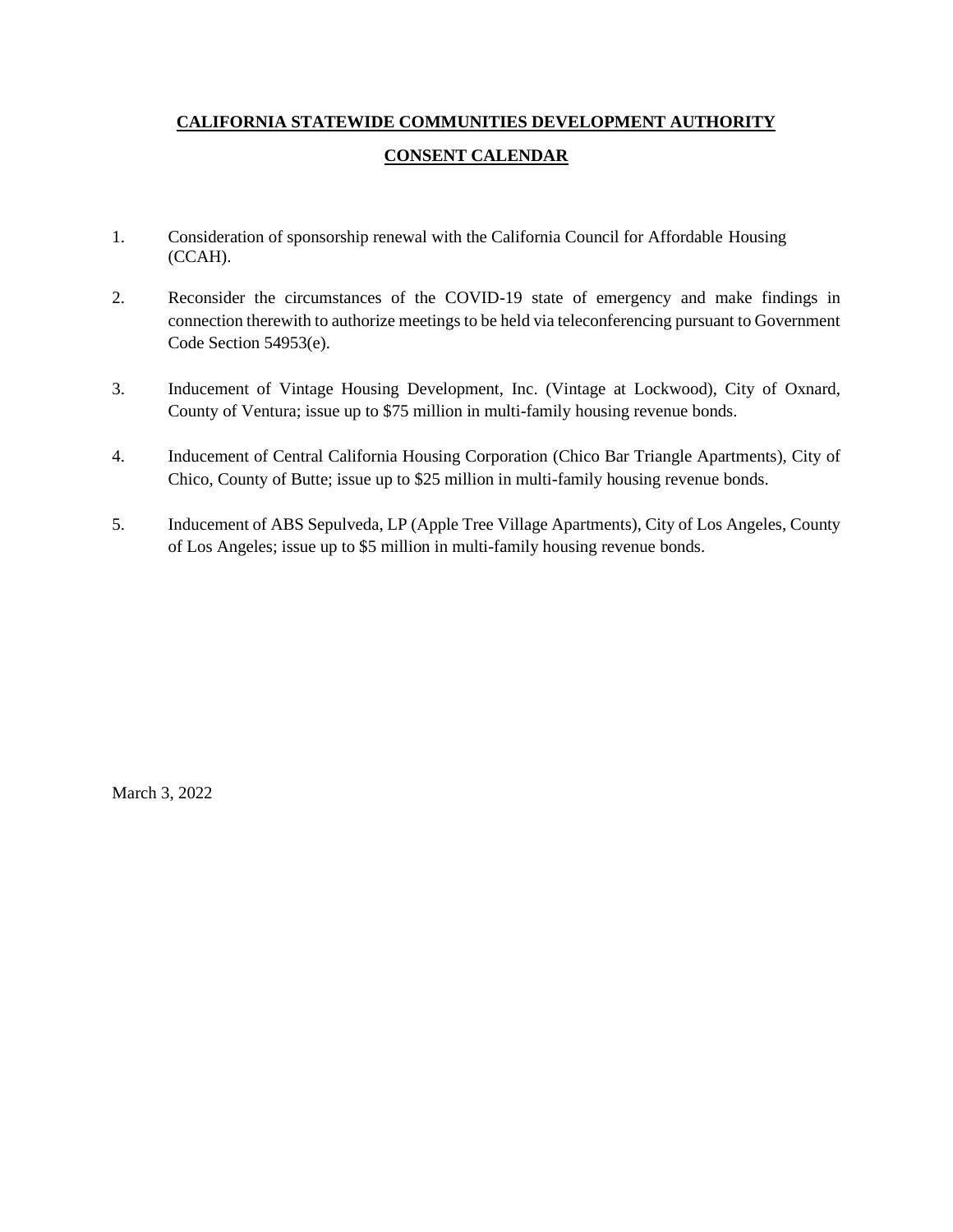**CALIFORNIA STATEWIDE COMMUNITIES DEVELOPMENT AUTHORITY**

**CONSENT CALENDAR**

1. Consideration of sponsorship renewal with the California Council for Affordable Housing (CCAH).

2. Reconsider the circumstances of the COVID-19 state of emergency and make findings in connection therewith to authorize meetings to be held via teleconferencing pursuant to Government Code Section 54953(e).

3. Inducement of Vintage Housing Development, Inc. (Vintage at Lockwood), City of Oxnard, County of Ventura; issue up to $75 million in multi-family housing revenue bonds.

4. Inducement of Central California Housing Corporation (Chico Bar Triangle Apartments), City of Chico, County of Butte; issue up to $25 million in multi-family housing revenue bonds.

5. Inducement of ABS Sepulveda, LP (Apple Tree Village Apartments), City of Los Angeles, County of Los Angeles; issue up to $5 million in multi-family housing revenue bonds.

March 3, 2022